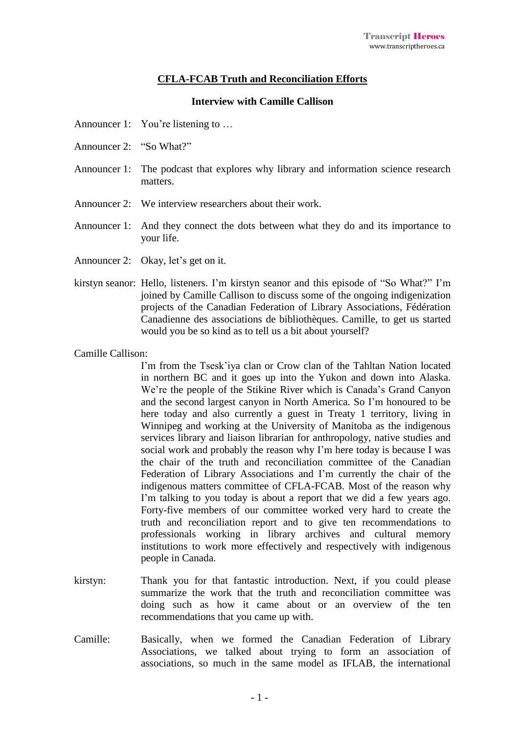**CFLA-FCAB Truth and Reconciliation Efforts**

**Interview with Camille Callison**

Announcer 1: You're listening to …

Announcer 2: "So What?"

Announcer 1: The podcast that explores why library and information science research matters.

Announcer 2: We interview researchers about their work.

Announcer 1: And they connect the dots between what they do and its importance to your life.

Announcer 2: Okay, let's get on it.

kirstyn seanor: Hello, listeners. I'm kirstyn seanor and this episode of "So What?" I'm joined by Camille Callison to discuss some of the ongoing indigenization projects of the Canadian Federation of Library Associations, Fédération Canadienne des associations de bibliothèques. Camille, to get us started would you be so kind as to tell us a bit about yourself?

Camille Callison:
I'm from the Tsesk'iya clan or Crow clan of the Tahltan Nation located in northern BC and it goes up into the Yukon and down into Alaska. We're the people of the Stikine River which is Canada's Grand Canyon and the second largest canyon in North America. So I'm honoured to be here today and also currently a guest in Treaty 1 territory, living in Winnipeg and working at the University of Manitoba as the indigenous services library and liaison librarian for anthropology, native studies and social work and probably the reason why I'm here today is because I was the chair of the truth and reconciliation committee of the Canadian Federation of Library Associations and I'm currently the chair of the indigenous matters committee of CFLA-FCAB. Most of the reason why I'm talking to you today is about a report that we did a few years ago. Forty-five members of our committee worked very hard to create the truth and reconciliation report and to give ten recommendations to professionals working in library archives and cultural memory institutions to work more effectively and respectively with indigenous people in Canada.

kirstyn: Thank you for that fantastic introduction. Next, if you could please summarize the work that the truth and reconciliation committee was doing such as how it came about or an overview of the ten recommendations that you came up with.

Camille: Basically, when we formed the Canadian Federation of Library Associations, we talked about trying to form an association of associations, so much in the same model as IFLAB, the international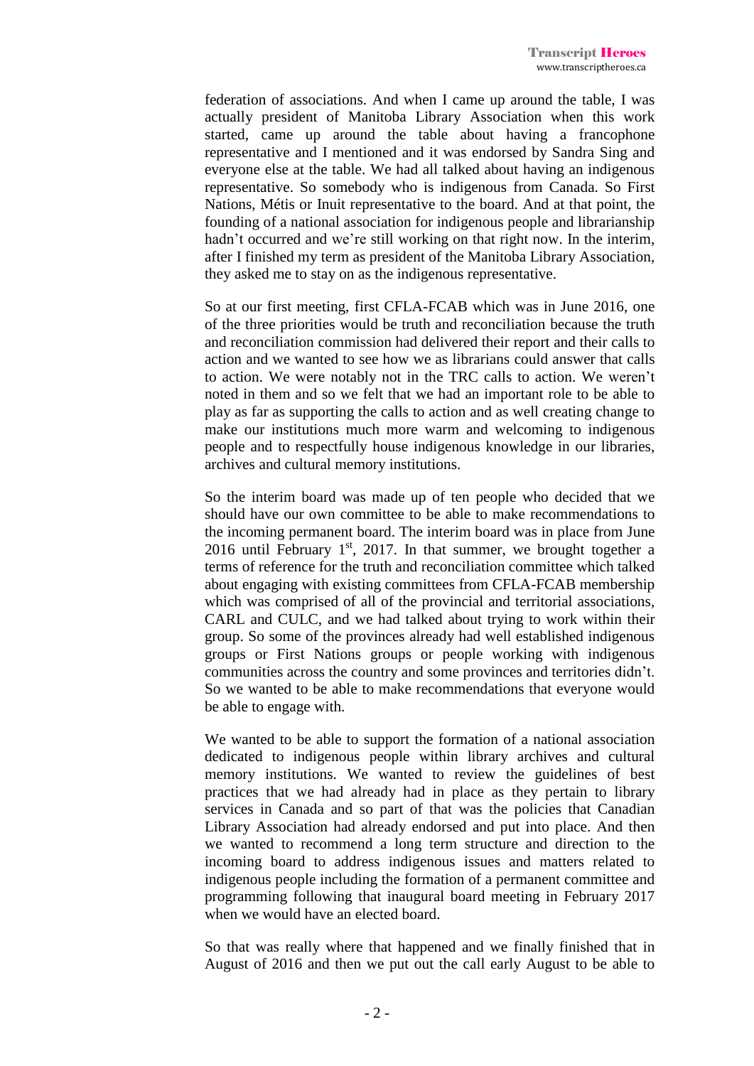federation of associations. And when I came up around the table, I was actually president of Manitoba Library Association when this work started, came up around the table about having a francophone representative and I mentioned and it was endorsed by Sandra Sing and everyone else at the table. We had all talked about having an indigenous representative. So somebody who is indigenous from Canada. So First Nations, Métis or Inuit representative to the board. And at that point, the founding of a national association for indigenous people and librarianship hadn't occurred and we're still working on that right now. In the interim, after I finished my term as president of the Manitoba Library Association, they asked me to stay on as the indigenous representative.

So at our first meeting, first CFLA-FCAB which was in June 2016, one of the three priorities would be truth and reconciliation because the truth and reconciliation commission had delivered their report and their calls to action and we wanted to see how we as librarians could answer that calls to action. We were notably not in the TRC calls to action. We weren't noted in them and so we felt that we had an important role to be able to play as far as supporting the calls to action and as well creating change to make our institutions much more warm and welcoming to indigenous people and to respectfully house indigenous knowledge in our libraries, archives and cultural memory institutions.

So the interim board was made up of ten people who decided that we should have our own committee to be able to make recommendations to the incoming permanent board. The interim board was in place from June 2016 until February 1st, 2017. In that summer, we brought together a terms of reference for the truth and reconciliation committee which talked about engaging with existing committees from CFLA-FCAB membership which was comprised of all of the provincial and territorial associations, CARL and CULC, and we had talked about trying to work within their group. So some of the provinces already had well established indigenous groups or First Nations groups or people working with indigenous communities across the country and some provinces and territories didn't. So we wanted to be able to make recommendations that everyone would be able to engage with.

We wanted to be able to support the formation of a national association dedicated to indigenous people within library archives and cultural memory institutions. We wanted to review the guidelines of best practices that we had already had in place as they pertain to library services in Canada and so part of that was the policies that Canadian Library Association had already endorsed and put into place. And then we wanted to recommend a long term structure and direction to the incoming board to address indigenous issues and matters related to indigenous people including the formation of a permanent committee and programming following that inaugural board meeting in February 2017 when we would have an elected board.

So that was really where that happened and we finally finished that in August of 2016 and then we put out the call early August to be able to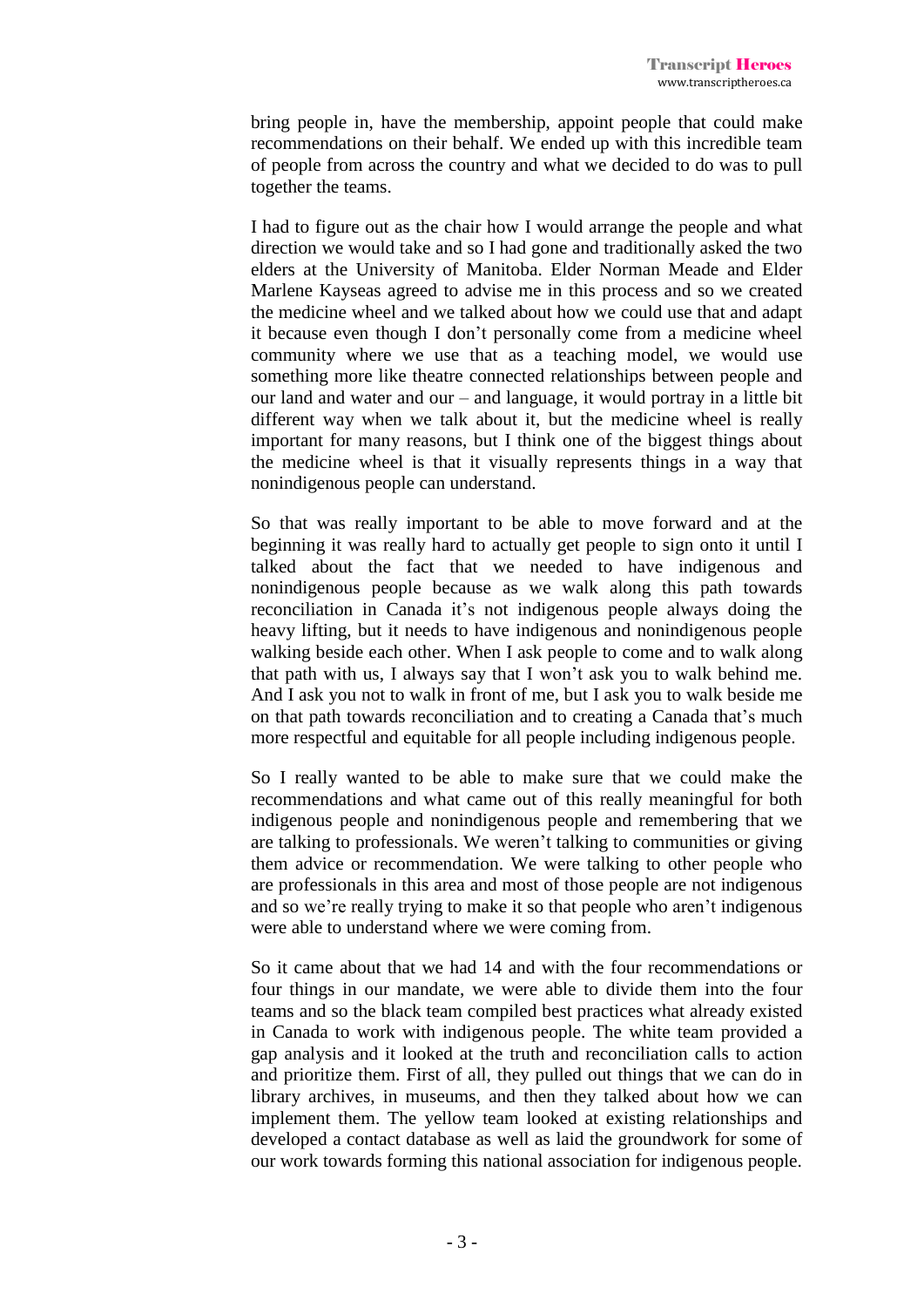bring people in, have the membership, appoint people that could make recommendations on their behalf. We ended up with this incredible team of people from across the country and what we decided to do was to pull together the teams.

I had to figure out as the chair how I would arrange the people and what direction we would take and so I had gone and traditionally asked the two elders at the University of Manitoba. Elder Norman Meade and Elder Marlene Kayseas agreed to advise me in this process and so we created the medicine wheel and we talked about how we could use that and adapt it because even though I don't personally come from a medicine wheel community where we use that as a teaching model, we would use something more like theatre connected relationships between people and our land and water and our – and language, it would portray in a little bit different way when we talk about it, but the medicine wheel is really important for many reasons, but I think one of the biggest things about the medicine wheel is that it visually represents things in a way that nonindigenous people can understand.

So that was really important to be able to move forward and at the beginning it was really hard to actually get people to sign onto it until I talked about the fact that we needed to have indigenous and nonindigenous people because as we walk along this path towards reconciliation in Canada it's not indigenous people always doing the heavy lifting, but it needs to have indigenous and nonindigenous people walking beside each other. When I ask people to come and to walk along that path with us, I always say that I won't ask you to walk behind me. And I ask you not to walk in front of me, but I ask you to walk beside me on that path towards reconciliation and to creating a Canada that's much more respectful and equitable for all people including indigenous people.

So I really wanted to be able to make sure that we could make the recommendations and what came out of this really meaningful for both indigenous people and nonindigenous people and remembering that we are talking to professionals. We weren't talking to communities or giving them advice or recommendation. We were talking to other people who are professionals in this area and most of those people are not indigenous and so we're really trying to make it so that people who aren't indigenous were able to understand where we were coming from.

So it came about that we had 14 and with the four recommendations or four things in our mandate, we were able to divide them into the four teams and so the black team compiled best practices what already existed in Canada to work with indigenous people. The white team provided a gap analysis and it looked at the truth and reconciliation calls to action and prioritize them. First of all, they pulled out things that we can do in library archives, in museums, and then they talked about how we can implement them. The yellow team looked at existing relationships and developed a contact database as well as laid the groundwork for some of our work towards forming this national association for indigenous people.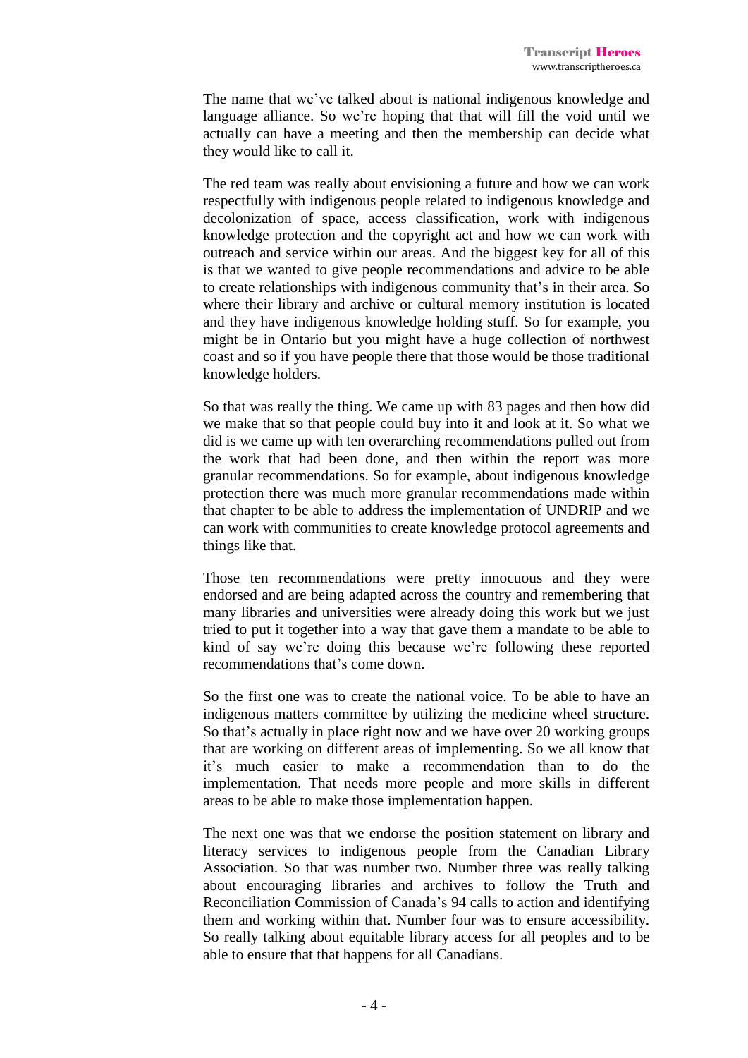The name that we've talked about is national indigenous knowledge and language alliance. So we're hoping that that will fill the void until we actually can have a meeting and then the membership can decide what they would like to call it.

The red team was really about envisioning a future and how we can work respectfully with indigenous people related to indigenous knowledge and decolonization of space, access classification, work with indigenous knowledge protection and the copyright act and how we can work with outreach and service within our areas. And the biggest key for all of this is that we wanted to give people recommendations and advice to be able to create relationships with indigenous community that's in their area. So where their library and archive or cultural memory institution is located and they have indigenous knowledge holding stuff. So for example, you might be in Ontario but you might have a huge collection of northwest coast and so if you have people there that those would be those traditional knowledge holders.

So that was really the thing. We came up with 83 pages and then how did we make that so that people could buy into it and look at it. So what we did is we came up with ten overarching recommendations pulled out from the work that had been done, and then within the report was more granular recommendations. So for example, about indigenous knowledge protection there was much more granular recommendations made within that chapter to be able to address the implementation of UNDRIP and we can work with communities to create knowledge protocol agreements and things like that.

Those ten recommendations were pretty innocuous and they were endorsed and are being adapted across the country and remembering that many libraries and universities were already doing this work but we just tried to put it together into a way that gave them a mandate to be able to kind of say we're doing this because we're following these reported recommendations that's come down.

So the first one was to create the national voice. To be able to have an indigenous matters committee by utilizing the medicine wheel structure. So that's actually in place right now and we have over 20 working groups that are working on different areas of implementing. So we all know that it's much easier to make a recommendation than to do the implementation. That needs more people and more skills in different areas to be able to make those implementation happen.

The next one was that we endorse the position statement on library and literacy services to indigenous people from the Canadian Library Association. So that was number two. Number three was really talking about encouraging libraries and archives to follow the Truth and Reconciliation Commission of Canada's 94 calls to action and identifying them and working within that. Number four was to ensure accessibility. So really talking about equitable library access for all peoples and to be able to ensure that that happens for all Canadians.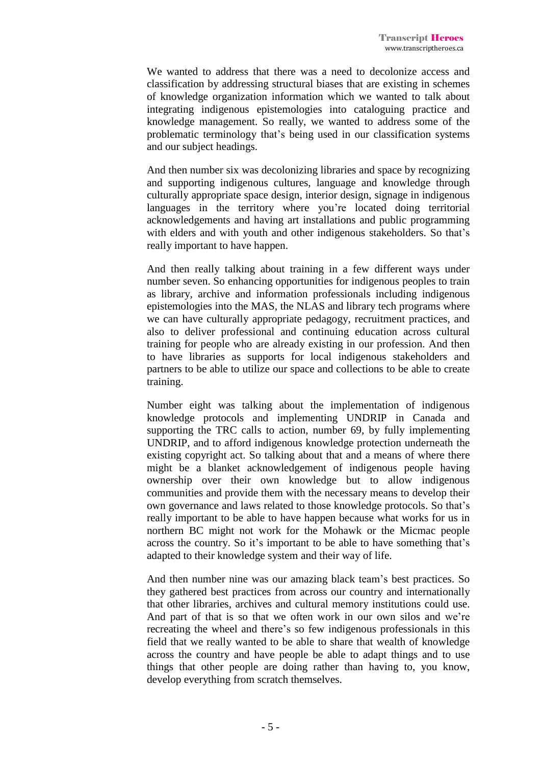We wanted to address that there was a need to decolonize access and classification by addressing structural biases that are existing in schemes of knowledge organization information which we wanted to talk about integrating indigenous epistemologies into cataloguing practice and knowledge management. So really, we wanted to address some of the problematic terminology that's being used in our classification systems and our subject headings.

And then number six was decolonizing libraries and space by recognizing and supporting indigenous cultures, language and knowledge through culturally appropriate space design, interior design, signage in indigenous languages in the territory where you're located doing territorial acknowledgements and having art installations and public programming with elders and with youth and other indigenous stakeholders. So that's really important to have happen.

And then really talking about training in a few different ways under number seven. So enhancing opportunities for indigenous peoples to train as library, archive and information professionals including indigenous epistemologies into the MAS, the NLAS and library tech programs where we can have culturally appropriate pedagogy, recruitment practices, and also to deliver professional and continuing education across cultural training for people who are already existing in our profession. And then to have libraries as supports for local indigenous stakeholders and partners to be able to utilize our space and collections to be able to create training.

Number eight was talking about the implementation of indigenous knowledge protocols and implementing UNDRIP in Canada and supporting the TRC calls to action, number 69, by fully implementing UNDRIP, and to afford indigenous knowledge protection underneath the existing copyright act. So talking about that and a means of where there might be a blanket acknowledgement of indigenous people having ownership over their own knowledge but to allow indigenous communities and provide them with the necessary means to develop their own governance and laws related to those knowledge protocols. So that's really important to be able to have happen because what works for us in northern BC might not work for the Mohawk or the Micmac people across the country. So it's important to be able to have something that's adapted to their knowledge system and their way of life.

And then number nine was our amazing black team's best practices. So they gathered best practices from across our country and internationally that other libraries, archives and cultural memory institutions could use. And part of that is so that we often work in our own silos and we're recreating the wheel and there's so few indigenous professionals in this field that we really wanted to be able to share that wealth of knowledge across the country and have people be able to adapt things and to use things that other people are doing rather than having to, you know, develop everything from scratch themselves.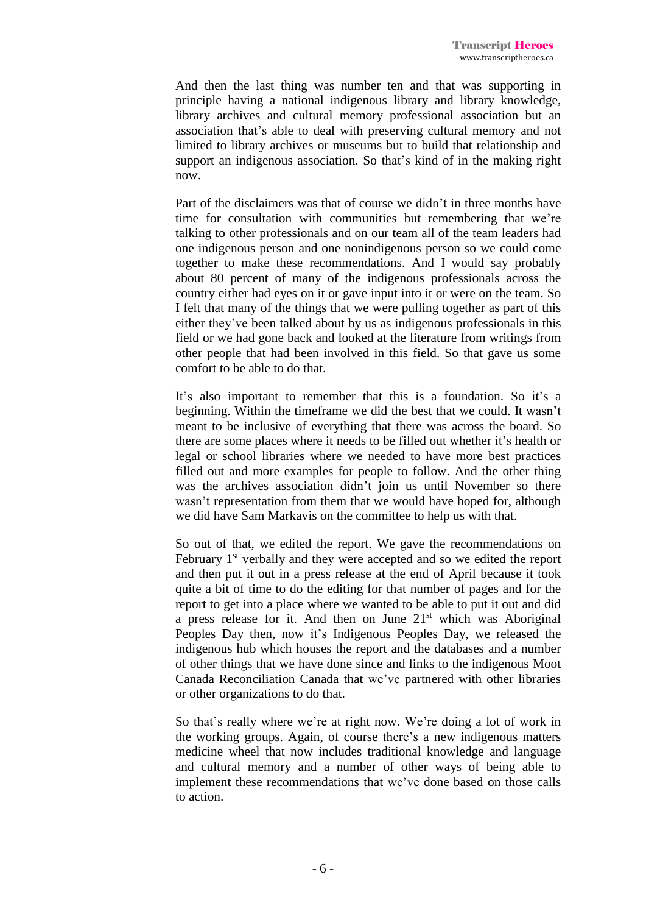And then the last thing was number ten and that was supporting in principle having a national indigenous library and library knowledge, library archives and cultural memory professional association but an association that's able to deal with preserving cultural memory and not limited to library archives or museums but to build that relationship and support an indigenous association. So that's kind of in the making right now.

Part of the disclaimers was that of course we didn't in three months have time for consultation with communities but remembering that we're talking to other professionals and on our team all of the team leaders had one indigenous person and one nonindigenous person so we could come together to make these recommendations. And I would say probably about 80 percent of many of the indigenous professionals across the country either had eyes on it or gave input into it or were on the team. So I felt that many of the things that we were pulling together as part of this either they've been talked about by us as indigenous professionals in this field or we had gone back and looked at the literature from writings from other people that had been involved in this field. So that gave us some comfort to be able to do that.

It's also important to remember that this is a foundation. So it's a beginning. Within the timeframe we did the best that we could. It wasn't meant to be inclusive of everything that there was across the board. So there are some places where it needs to be filled out whether it's health or legal or school libraries where we needed to have more best practices filled out and more examples for people to follow. And the other thing was the archives association didn't join us until November so there wasn't representation from them that we would have hoped for, although we did have Sam Markavis on the committee to help us with that.

So out of that, we edited the report. We gave the recommendations on February 1st verbally and they were accepted and so we edited the report and then put it out in a press release at the end of April because it took quite a bit of time to do the editing for that number of pages and for the report to get into a place where we wanted to be able to put it out and did a press release for it. And then on June 21st which was Aboriginal Peoples Day then, now it's Indigenous Peoples Day, we released the indigenous hub which houses the report and the databases and a number of other things that we have done since and links to the indigenous Moot Canada Reconciliation Canada that we've partnered with other libraries or other organizations to do that.

So that's really where we're at right now. We're doing a lot of work in the working groups. Again, of course there's a new indigenous matters medicine wheel that now includes traditional knowledge and language and cultural memory and a number of other ways of being able to implement these recommendations that we've done based on those calls to action.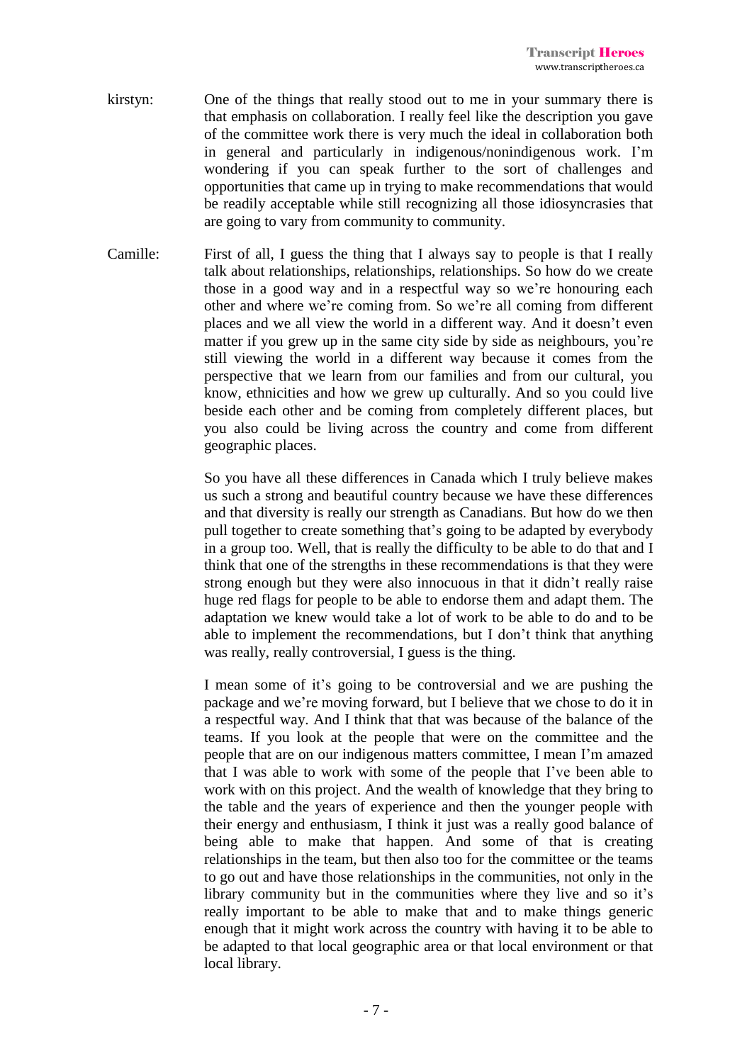kirstyn: One of the things that really stood out to me in your summary there is that emphasis on collaboration. I really feel like the description you gave of the committee work there is very much the ideal in collaboration both in general and particularly in indigenous/nonindigenous work. I'm wondering if you can speak further to the sort of challenges and opportunities that came up in trying to make recommendations that would be readily acceptable while still recognizing all those idiosyncrasies that are going to vary from community to community.

Camille: First of all, I guess the thing that I always say to people is that I really talk about relationships, relationships, relationships. So how do we create those in a good way and in a respectful way so we're honouring each other and where we're coming from. So we're all coming from different places and we all view the world in a different way. And it doesn't even matter if you grew up in the same city side by side as neighbours, you're still viewing the world in a different way because it comes from the perspective that we learn from our families and from our cultural, you know, ethnicities and how we grew up culturally. And so you could live beside each other and be coming from completely different places, but you also could be living across the country and come from different geographic places.

So you have all these differences in Canada which I truly believe makes us such a strong and beautiful country because we have these differences and that diversity is really our strength as Canadians. But how do we then pull together to create something that's going to be adapted by everybody in a group too. Well, that is really the difficulty to be able to do that and I think that one of the strengths in these recommendations is that they were strong enough but they were also innocuous in that it didn't really raise huge red flags for people to be able to endorse them and adapt them. The adaptation we knew would take a lot of work to be able to do and to be able to implement the recommendations, but I don't think that anything was really, really controversial, I guess is the thing.

I mean some of it's going to be controversial and we are pushing the package and we're moving forward, but I believe that we chose to do it in a respectful way. And I think that that was because of the balance of the teams. If you look at the people that were on the committee and the people that are on our indigenous matters committee, I mean I'm amazed that I was able to work with some of the people that I've been able to work with on this project. And the wealth of knowledge that they bring to the table and the years of experience and then the younger people with their energy and enthusiasm, I think it just was a really good balance of being able to make that happen. And some of that is creating relationships in the team, but then also too for the committee or the teams to go out and have those relationships in the communities, not only in the library community but in the communities where they live and so it's really important to be able to make that and to make things generic enough that it might work across the country with having it to be able to be adapted to that local geographic area or that local environment or that local library.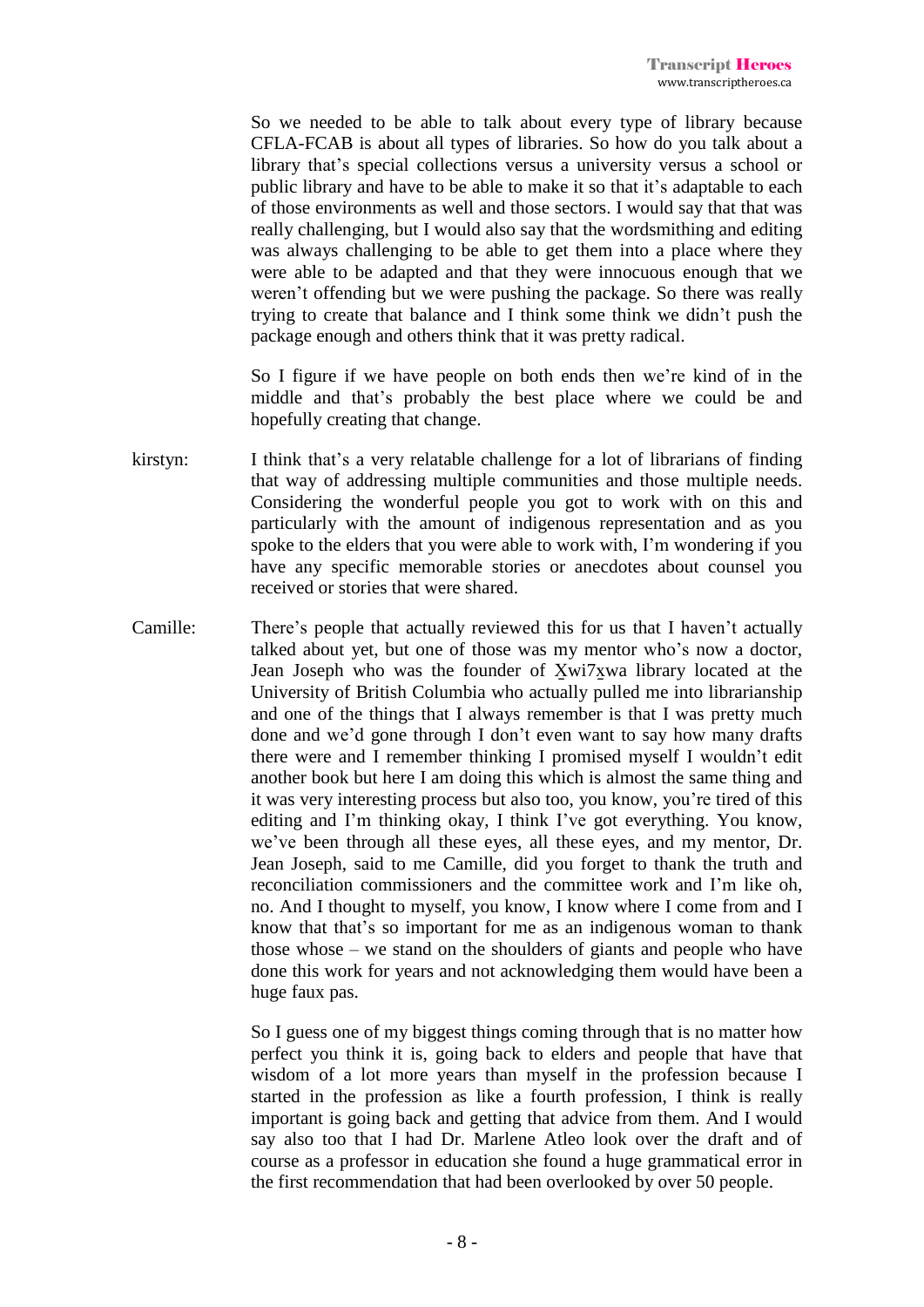So we needed to be able to talk about every type of library because CFLA-FCAB is about all types of libraries. So how do you talk about a library that's special collections versus a university versus a school or public library and have to be able to make it so that it's adaptable to each of those environments as well and those sectors. I would say that that was really challenging, but I would also say that the wordsmithing and editing was always challenging to be able to get them into a place where they were able to be adapted and that they were innocuous enough that we weren't offending but we were pushing the package. So there was really trying to create that balance and I think some think we didn't push the package enough and others think that it was pretty radical.

So I figure if we have people on both ends then we're kind of in the middle and that's probably the best place where we could be and hopefully creating that change.

kirstyn: I think that's a very relatable challenge for a lot of librarians of finding that way of addressing multiple communities and those multiple needs. Considering the wonderful people you got to work with on this and particularly with the amount of indigenous representation and as you spoke to the elders that you were able to work with, I'm wondering if you have any specific memorable stories or anecdotes about counsel you received or stories that were shared.

Camille: There's people that actually reviewed this for us that I haven't actually talked about yet, but one of those was my mentor who's now a doctor, Jean Joseph who was the founder of X̱wi7x̱wa library located at the University of British Columbia who actually pulled me into librarianship and one of the things that I always remember is that I was pretty much done and we'd gone through I don't even want to say how many drafts there were and I remember thinking I promised myself I wouldn't edit another book but here I am doing this which is almost the same thing and it was very interesting process but also too, you know, you're tired of this editing and I'm thinking okay, I think I've got everything. You know, we've been through all these eyes, all these eyes, and my mentor, Dr. Jean Joseph, said to me Camille, did you forget to thank the truth and reconciliation commissioners and the committee work and I'm like oh, no. And I thought to myself, you know, I know where I come from and I know that that's so important for me as an indigenous woman to thank those whose – we stand on the shoulders of giants and people who have done this work for years and not acknowledging them would have been a huge faux pas.

So I guess one of my biggest things coming through that is no matter how perfect you think it is, going back to elders and people that have that wisdom of a lot more years than myself in the profession because I started in the profession as like a fourth profession, I think is really important is going back and getting that advice from them. And I would say also too that I had Dr. Marlene Atleo look over the draft and of course as a professor in education she found a huge grammatical error in the first recommendation that had been overlooked by over 50 people.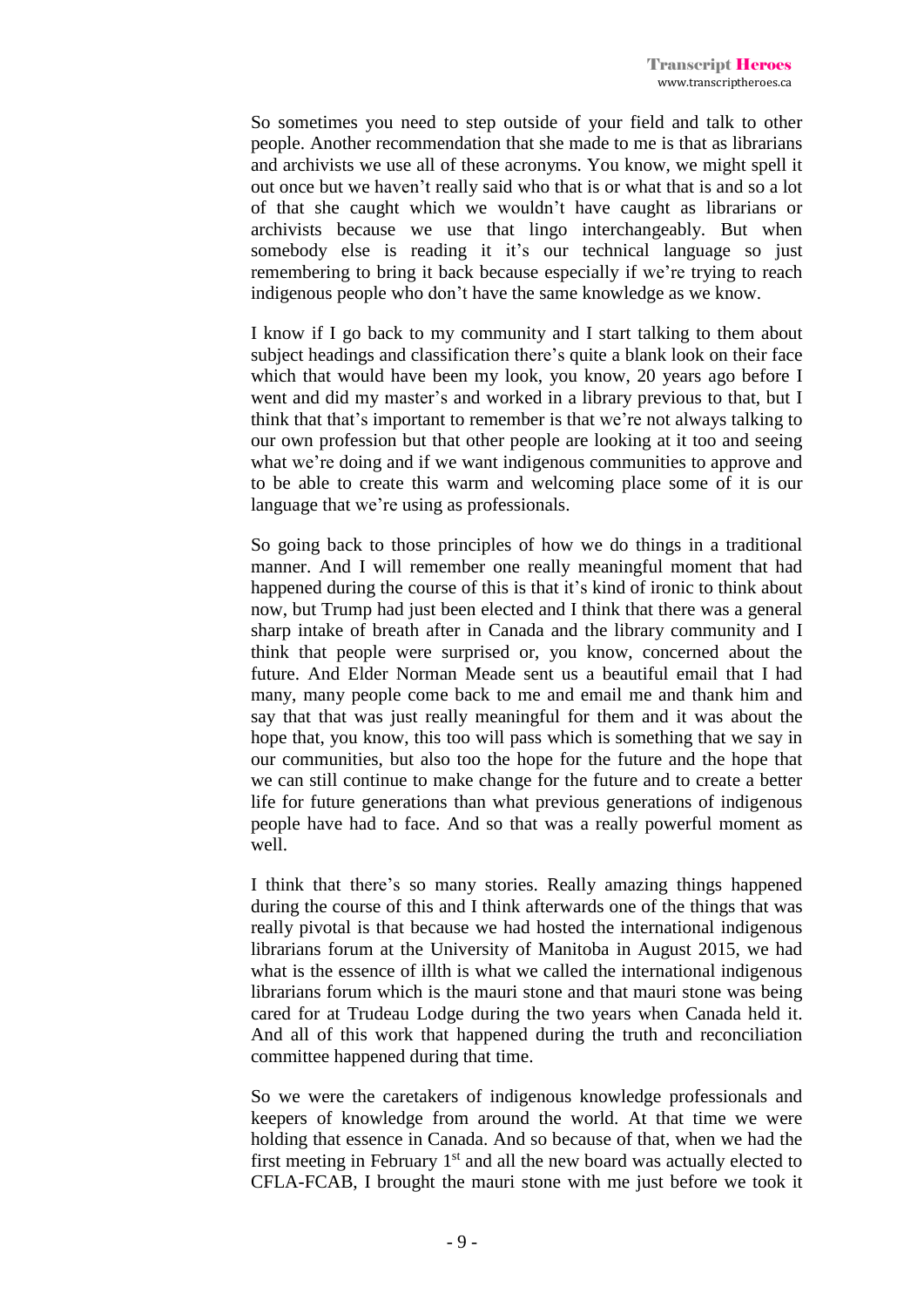So sometimes you need to step outside of your field and talk to other people. Another recommendation that she made to me is that as librarians and archivists we use all of these acronyms. You know, we might spell it out once but we haven't really said who that is or what that is and so a lot of that she caught which we wouldn't have caught as librarians or archivists because we use that lingo interchangeably. But when somebody else is reading it it's our technical language so just remembering to bring it back because especially if we're trying to reach indigenous people who don't have the same knowledge as we know.

I know if I go back to my community and I start talking to them about subject headings and classification there's quite a blank look on their face which that would have been my look, you know, 20 years ago before I went and did my master's and worked in a library previous to that, but I think that that's important to remember is that we're not always talking to our own profession but that other people are looking at it too and seeing what we're doing and if we want indigenous communities to approve and to be able to create this warm and welcoming place some of it is our language that we're using as professionals.

So going back to those principles of how we do things in a traditional manner. And I will remember one really meaningful moment that had happened during the course of this is that it's kind of ironic to think about now, but Trump had just been elected and I think that there was a general sharp intake of breath after in Canada and the library community and I think that people were surprised or, you know, concerned about the future. And Elder Norman Meade sent us a beautiful email that I had many, many people come back to me and email me and thank him and say that that was just really meaningful for them and it was about the hope that, you know, this too will pass which is something that we say in our communities, but also too the hope for the future and the hope that we can still continue to make change for the future and to create a better life for future generations than what previous generations of indigenous people have had to face. And so that was a really powerful moment as well.

I think that there's so many stories. Really amazing things happened during the course of this and I think afterwards one of the things that was really pivotal is that because we had hosted the international indigenous librarians forum at the University of Manitoba in August 2015, we had what is the essence of illth is what we called the international indigenous librarians forum which is the mauri stone and that mauri stone was being cared for at Trudeau Lodge during the two years when Canada held it. And all of this work that happened during the truth and reconciliation committee happened during that time.

So we were the caretakers of indigenous knowledge professionals and keepers of knowledge from around the world. At that time we were holding that essence in Canada. And so because of that, when we had the first meeting in February 1st and all the new board was actually elected to CFLA-FCAB, I brought the mauri stone with me just before we took it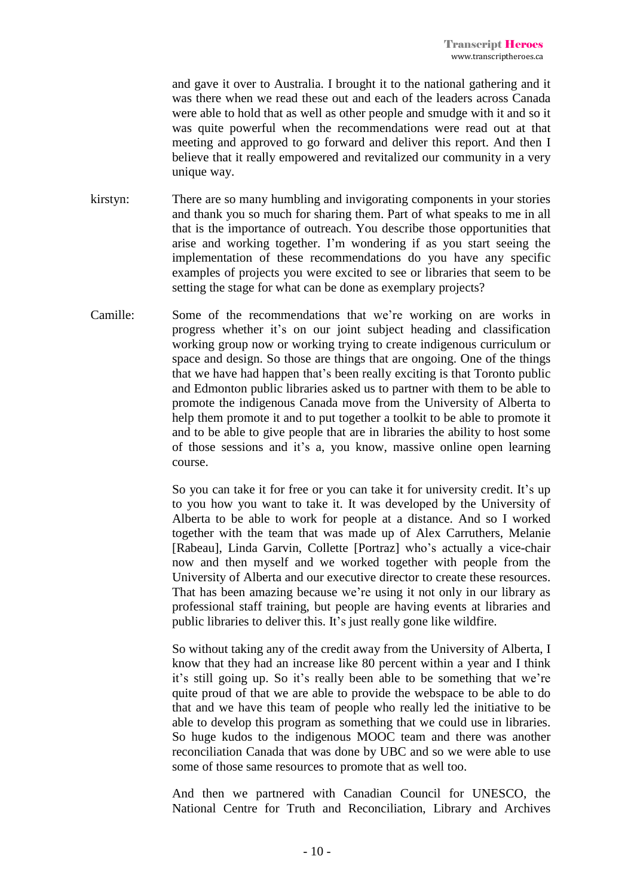and gave it over to Australia. I brought it to the national gathering and it was there when we read these out and each of the leaders across Canada were able to hold that as well as other people and smudge with it and so it was quite powerful when the recommendations were read out at that meeting and approved to go forward and deliver this report. And then I believe that it really empowered and revitalized our community in a very unique way.

kirstyn: There are so many humbling and invigorating components in your stories and thank you so much for sharing them. Part of what speaks to me in all that is the importance of outreach. You describe those opportunities that arise and working together. I'm wondering if as you start seeing the implementation of these recommendations do you have any specific examples of projects you were excited to see or libraries that seem to be setting the stage for what can be done as exemplary projects?

Camille: Some of the recommendations that we're working on are works in progress whether it's on our joint subject heading and classification working group now or working trying to create indigenous curriculum or space and design. So those are things that are ongoing. One of the things that we have had happen that's been really exciting is that Toronto public and Edmonton public libraries asked us to partner with them to be able to promote the indigenous Canada move from the University of Alberta to help them promote it and to put together a toolkit to be able to promote it and to be able to give people that are in libraries the ability to host some of those sessions and it's a, you know, massive online open learning course.

So you can take it for free or you can take it for university credit. It's up to you how you want to take it. It was developed by the University of Alberta to be able to work for people at a distance. And so I worked together with the team that was made up of Alex Carruthers, Melanie [Rabeau], Linda Garvin, Collette [Portraz] who's actually a vice-chair now and then myself and we worked together with people from the University of Alberta and our executive director to create these resources. That has been amazing because we're using it not only in our library as professional staff training, but people are having events at libraries and public libraries to deliver this. It's just really gone like wildfire.

So without taking any of the credit away from the University of Alberta, I know that they had an increase like 80 percent within a year and I think it's still going up. So it's really been able to be something that we're quite proud of that we are able to provide the webspace to be able to do that and we have this team of people who really led the initiative to be able to develop this program as something that we could use in libraries. So huge kudos to the indigenous MOOC team and there was another reconciliation Canada that was done by UBC and so we were able to use some of those same resources to promote that as well too.

And then we partnered with Canadian Council for UNESCO, the National Centre for Truth and Reconciliation, Library and Archives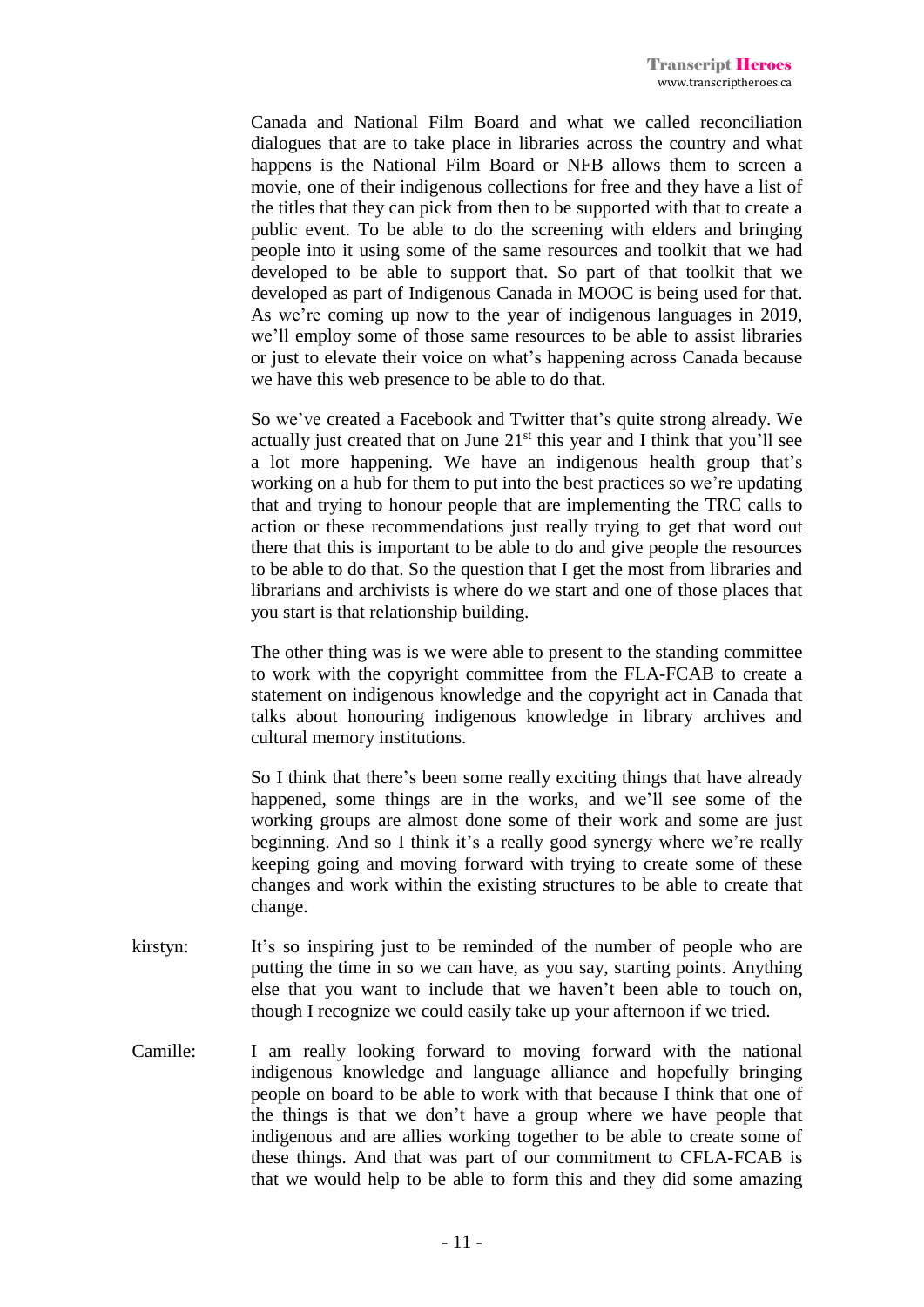Canada and National Film Board and what we called reconciliation dialogues that are to take place in libraries across the country and what happens is the National Film Board or NFB allows them to screen a movie, one of their indigenous collections for free and they have a list of the titles that they can pick from then to be supported with that to create a public event. To be able to do the screening with elders and bringing people into it using some of the same resources and toolkit that we had developed to be able to support that. So part of that toolkit that we developed as part of Indigenous Canada in MOOC is being used for that. As we're coming up now to the year of indigenous languages in 2019, we'll employ some of those same resources to be able to assist libraries or just to elevate their voice on what's happening across Canada because we have this web presence to be able to do that.

So we've created a Facebook and Twitter that's quite strong already. We actually just created that on June 21st this year and I think that you'll see a lot more happening. We have an indigenous health group that's working on a hub for them to put into the best practices so we're updating that and trying to honour people that are implementing the TRC calls to action or these recommendations just really trying to get that word out there that this is important to be able to do and give people the resources to be able to do that. So the question that I get the most from libraries and librarians and archivists is where do we start and one of those places that you start is that relationship building.

The other thing was is we were able to present to the standing committee to work with the copyright committee from the FLA-FCAB to create a statement on indigenous knowledge and the copyright act in Canada that talks about honouring indigenous knowledge in library archives and cultural memory institutions.

So I think that there's been some really exciting things that have already happened, some things are in the works, and we'll see some of the working groups are almost done some of their work and some are just beginning. And so I think it's a really good synergy where we're really keeping going and moving forward with trying to create some of these changes and work within the existing structures to be able to create that change.

kirstyn: It's so inspiring just to be reminded of the number of people who are putting the time in so we can have, as you say, starting points. Anything else that you want to include that we haven't been able to touch on, though I recognize we could easily take up your afternoon if we tried.

Camille: I am really looking forward to moving forward with the national indigenous knowledge and language alliance and hopefully bringing people on board to be able to work with that because I think that one of the things is that we don't have a group where we have people that indigenous and are allies working together to be able to create some of these things. And that was part of our commitment to CFLA-FCAB is that we would help to be able to form this and they did some amazing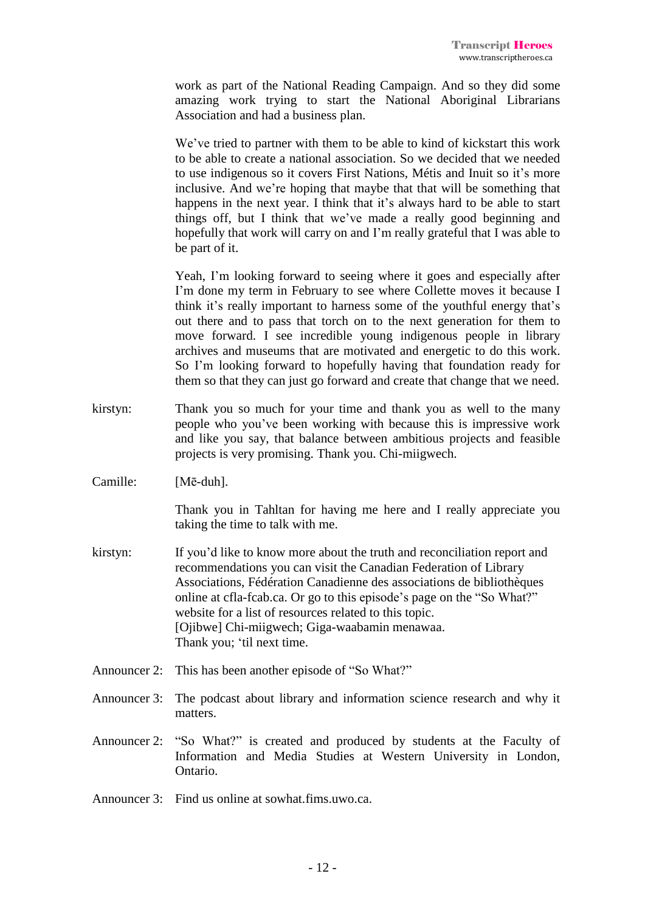work as part of the National Reading Campaign. And so they did some amazing work trying to start the National Aboriginal Librarians Association and had a business plan.

We've tried to partner with them to be able to kind of kickstart this work to be able to create a national association. So we decided that we needed to use indigenous so it covers First Nations, Métis and Inuit so it's more inclusive. And we're hoping that maybe that that will be something that happens in the next year. I think that it's always hard to be able to start things off, but I think that we've made a really good beginning and hopefully that work will carry on and I'm really grateful that I was able to be part of it.

Yeah, I'm looking forward to seeing where it goes and especially after I'm done my term in February to see where Collette moves it because I think it's really important to harness some of the youthful energy that's out there and to pass that torch on to the next generation for them to move forward. I see incredible young indigenous people in library archives and museums that are motivated and energetic to do this work. So I'm looking forward to hopefully having that foundation ready for them so that they can just go forward and create that change that we need.

kirstyn: Thank you so much for your time and thank you as well to the many people who you've been working with because this is impressive work and like you say, that balance between ambitious projects and feasible projects is very promising. Thank you. Chi-miigwech.

Camille: [Mē-duh].

Thank you in Tahltan for having me here and I really appreciate you taking the time to talk with me.

kirstyn: If you'd like to know more about the truth and reconciliation report and recommendations you can visit the Canadian Federation of Library Associations, Fédération Canadienne des associations de bibliothèques online at cfla-fcab.ca. Or go to this episode's page on the "So What?" website for a list of resources related to this topic.
[Ojibwe] Chi-miigwech; Giga-waabamin menawaa.
Thank you; 'til next time.

Announcer 2: This has been another episode of "So What?"

Announcer 3: The podcast about library and information science research and why it matters.

Announcer 2: "So What?" is created and produced by students at the Faculty of Information and Media Studies at Western University in London, Ontario.

Announcer 3: Find us online at sowhat.fims.uwo.ca.